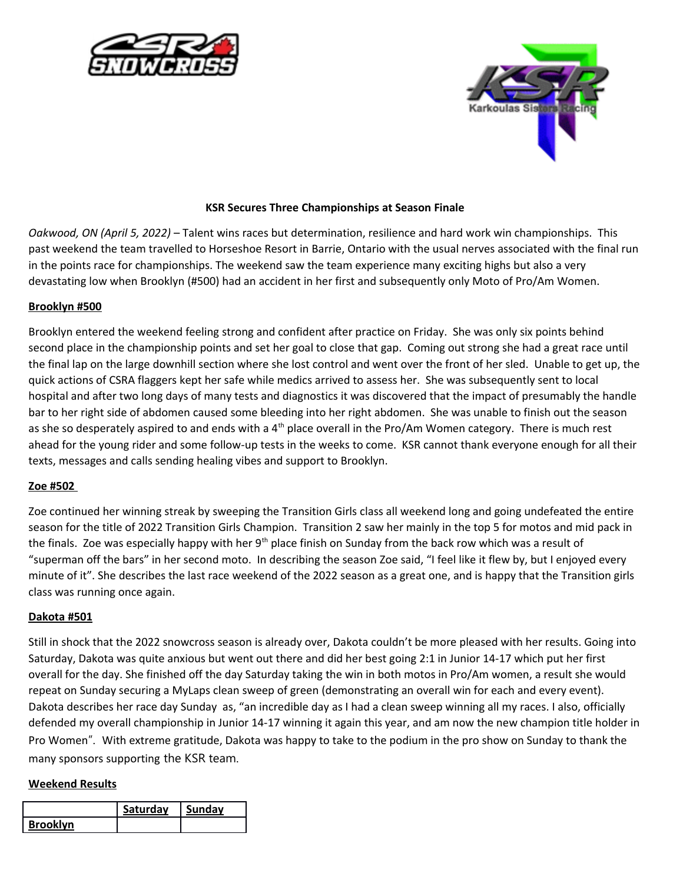**KSR Secures Three Championships at Season Finale**

*Oakwood, ON (April 5, 2022)* – Talent wins races but determination, resilience and hard work win championships. This past weekend the team travelled to Horseshoe Resort in Barrie, Ontario with the usual nerves associated with the final run in the points race for championships. The weekend saw the team experience many exciting highs but also a very devastating low when Brooklyn (#500) had an accident in her first and subsequently only Moto of Pro/Am Women.

**Brooklyn #500**

Brooklyn entered the weekend feeling strong and confident after practice on Friday. She was only six points behind second place in the championship points and set her goal to close that gap. Coming out strong she had a great race until the final lap on the large downhill section where she lost control and went over the front of her sled. Unable to get up, the quick actions of CSRA flaggers kept her safe while medics arrived to assess her. She was subsequently sent to local hospital and after two long days of many tests and diagnostics it was discovered that the impact of presumably the handle bar to her right side of abdomen caused some bleeding into her right abdomen. She was unable to finish out the season as she so desperately aspired to and ends with a 4th place overall in the Pro/Am Women category. There is much rest ahead for the young rider and some follow-up tests in the weeks to come. KSR cannot thank everyone enough for all their texts, messages and calls sending healing vibes and support to Brooklyn.

**Zoe #502**

Zoe continued her winning streak by sweeping the Transition Girls class all weekend long and going undefeated the entire season for the title of 2022 Transition Girls Champion. Transition 2 saw her mainly in the top 5 for motos and mid pack in the finals. Zoe was especially happy with her 9th place finish on Sunday from the back row which was a result of "superman off the bars" in her second moto. In describing the season Zoe said, "I feel like it flew by, but I enjoyed every minute of it". She describes the last race weekend of the 2022 season as a great one, and is happy that the Transition girls class was running once again.

**Dakota #501**

Still in shock that the 2022 snowcross season is already over, Dakota couldn't be more pleased with her results. Going into Saturday, Dakota was quite anxious but went out there and did her best going 2:1 in Junior 14-17 which put her first overall for the day. She finished off the day Saturday taking the win in both motos in Pro/Am women, a result she would repeat on Sunday securing a MyLaps clean sweep of green (demonstrating an overall win for each and every event). Dakota describes her race day Sunday as, "an incredible day as I had a clean sweep winning all my races. I also, officially defended my overall championship in Junior 14-17 winning it again this year, and am now the new champion title holder in Pro Women". With extreme gratitude, Dakota was happy to take to the podium in the pro show on Sunday to thank the many sponsors supporting the KSR team.

**Weekend Results**

| | **Saturday** | **Sunday** |
|---|---|---|
| **Brooklyn** | | |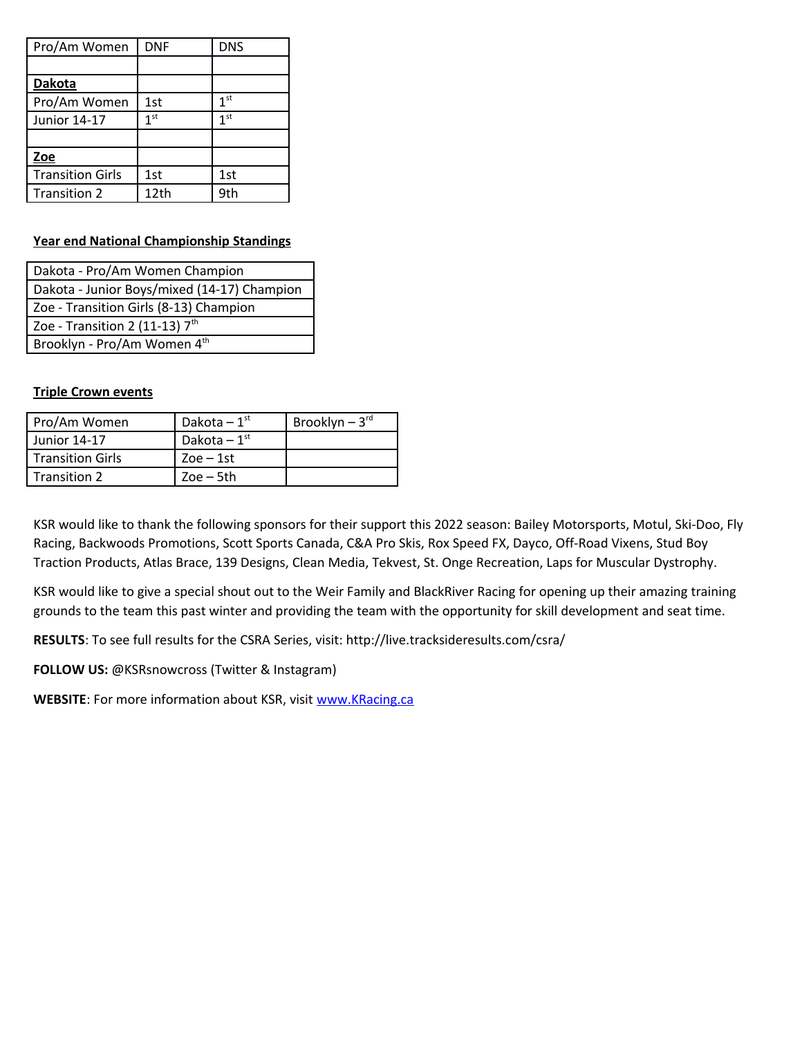| Pro/Am Women | DNF | DNS |
|---|---|---|
| | | |
| **Dakota** | | |
| Pro/Am Women | 1st | 1st |
| Junior 14-17 | 1st | 1st |
| | | |
| **Zoe** | | |
| Transition Girls | 1st | 1st |
| Transition 2 | 12th | 9th |

**Year end National Championship Standings**

| Dakota - Pro/Am Women Champion |
|---|
| Dakota - Junior Boys/mixed (14-17) Champion |
| Zoe - Transition Girls (8-13) Champion |
| Zoe - Transition 2 (11-13) 7th |
| Brooklyn - Pro/Am Women 4th |

**Triple Crown events**

| Pro/Am Women | Dakota – 1st | Brooklyn – 3rd |
|---|---|---|
| Junior 14-17 | Dakota – 1st | |
| Transition Girls | Zoe – 1st | |
| Transition 2 | Zoe – 5th | |

KSR would like to thank the following sponsors for their support this 2022 season: Bailey Motorsports, Motul, Ski-Doo, Fly Racing, Backwoods Promotions, Scott Sports Canada, C&A Pro Skis, Rox Speed FX, Dayco, Off-Road Vixens, Stud Boy Traction Products, Atlas Brace, 139 Designs, Clean Media, Tekvest, St. Onge Recreation, Laps for Muscular Dystrophy.

KSR would like to give a special shout out to the Weir Family and BlackRiver Racing for opening up their amazing training grounds to the team this past winter and providing the team with the opportunity for skill development and seat time.

**RESULTS**: To see full results for the CSRA Series, visit: http://live.tracksideresults.com/csra/

**FOLLOW US:** @KSRsnowcross (Twitter & Instagram)

**WEBSITE**: For more information about KSR, visit [www.KRacing.ca](http://www.KRacing.ca)